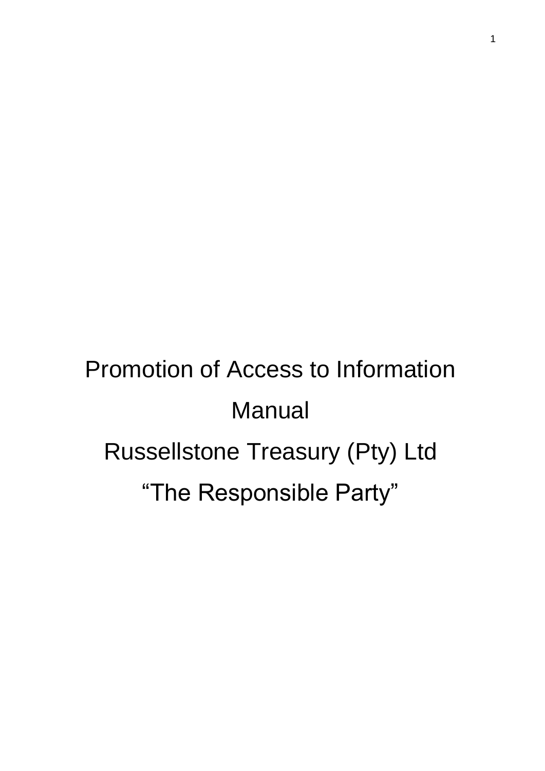# Promotion of Access to Information Manual

# Russellstone Treasury (Pty) Ltd

# “The Responsible Party”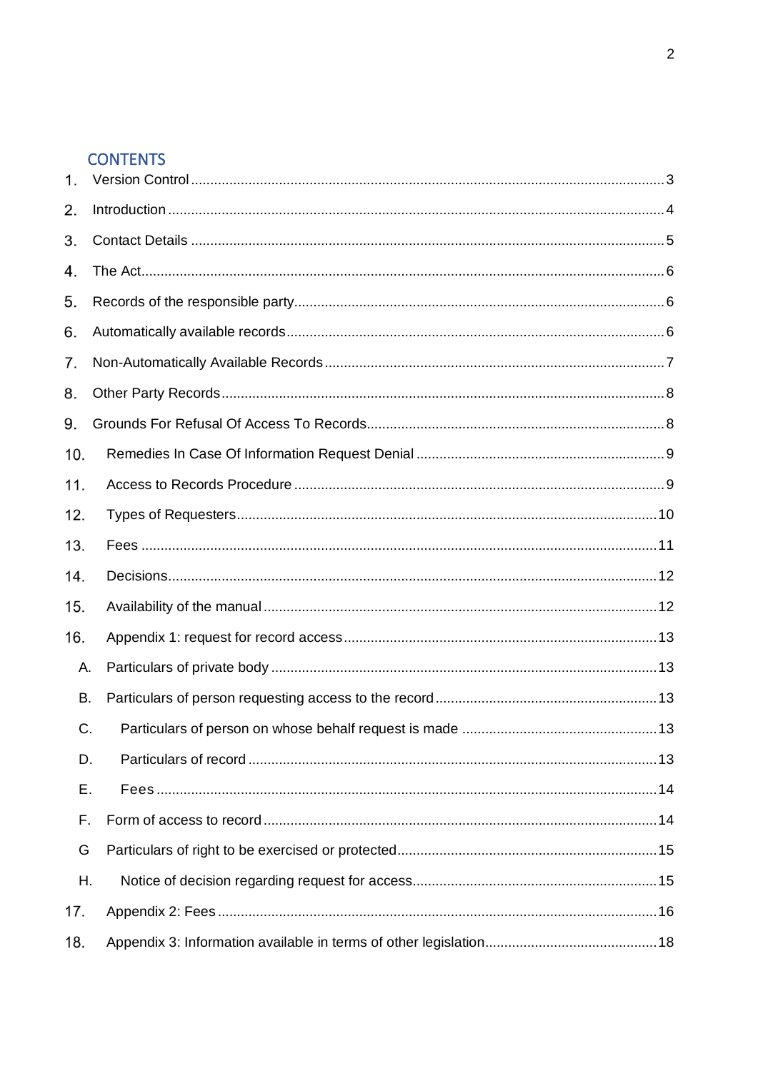## CONTENTS

1. Version Control ........................................................................................................................ 3
2. Introduction ............................................................................................................................. 4
3. Contact Details ........................................................................................................................ 5
4. The Act..................................................................................................................................... 6
5. Records of the responsible party.............................................................................................. 6
6. Automatically available records................................................................................................ 6
7. Non-Automatically Available Records ....................................................................................... 7
8. Other Party Records.................................................................................................................. 8
9. Grounds For Refusal Of Access To Records............................................................................. 8
10. Remedies In Case Of Information Request Denial ................................................................. 9
11. Access to Records Procedure ................................................................................................ 9
12. Types of Requesters............................................................................................................. 10
13. Fees ..................................................................................................................................... 11
14. Decisions.............................................................................................................................. 12
15. Availability of the manual ..................................................................................................... 12
16. Appendix 1: request for record access ................................................................................. 13
    - A. Particulars of private body ................................................................................................ 13
    - B. Particulars of person requesting access to the record ...................................................... 13
    - C. Particulars of person on whose behalf request is made .................................................. 13
    - D. Particulars of record ....................................................................................................... 13
    - E. Fees ............................................................................................................................... 14
    - F. Form of access to record ................................................................................................ 14
    - G Particulars of right to be exercised or protected................................................................ 15
    - H. Notice of decision regarding request for access................................................................ 15
17. Appendix 2: Fees ................................................................................................................. 16
18. Appendix 3: Information available in terms of other legislation............................................. 18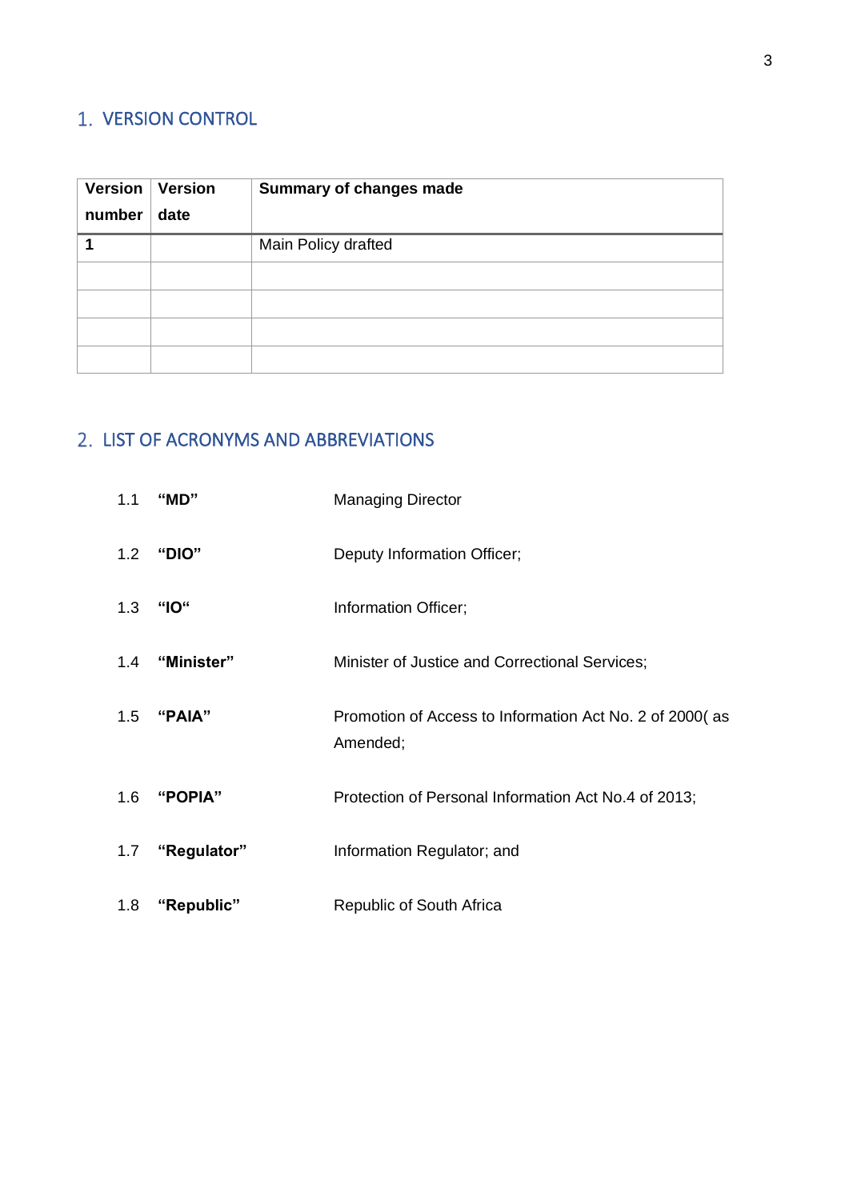## 1. VERSION CONTROL

| Version number | Version date | Summary of changes made |
|---|---|---|
| **1** | | Main Policy drafted |
| | | |
| | | |
| | | |
| | | |

## 2. LIST OF ACRONYMS AND ABBREVIATIONS

1.1 **"MD"** Managing Director

1.2 **"DIO"** Deputy Information Officer;

1.3 **"IO"** Information Officer;

1.4 **"Minister"** Minister of Justice and Correctional Services;

1.5 **"PAIA"** Promotion of Access to Information Act No. 2 of 2000( as Amended;

1.6 **"POPIA"** Protection of Personal Information Act No.4 of 2013;

1.7 **"Regulator"** Information Regulator; and

1.8 **"Republic"** Republic of South Africa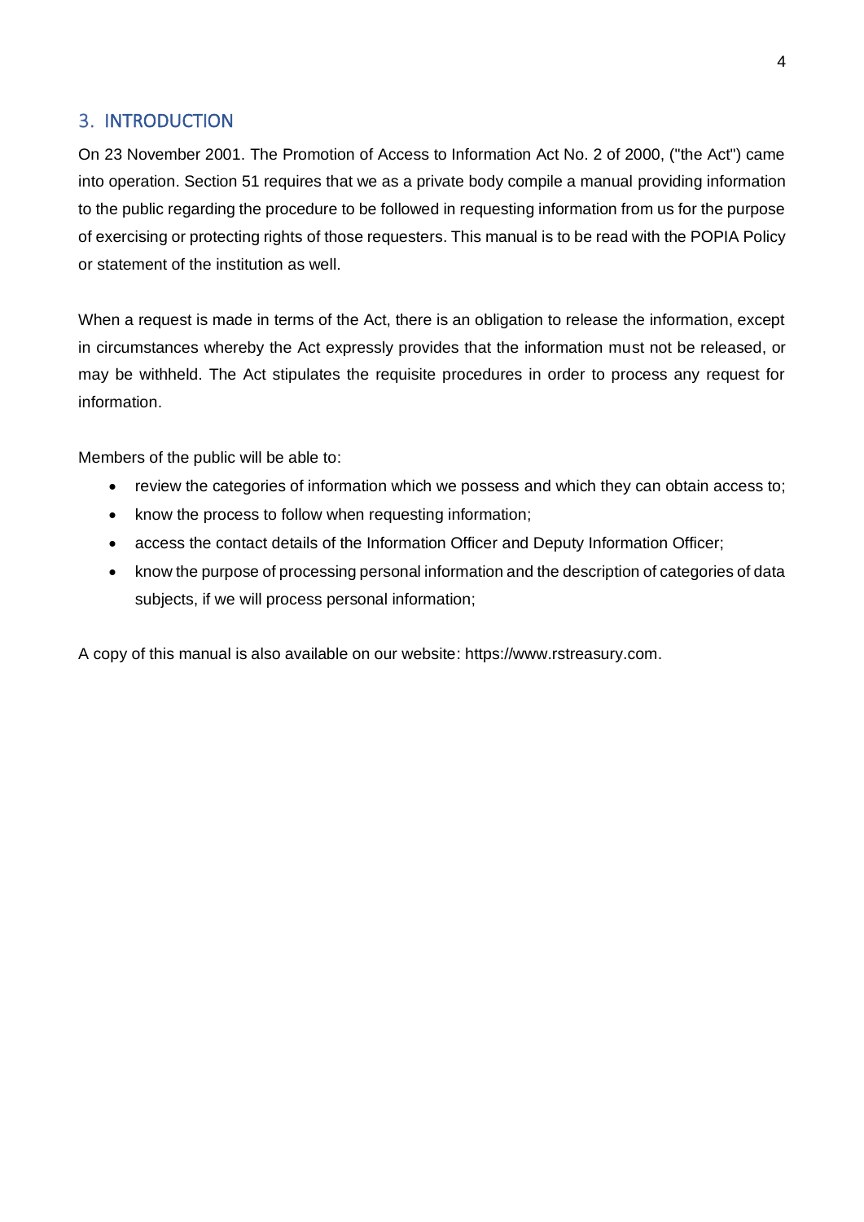## 3. INTRODUCTION

On 23 November 2001. The Promotion of Access to Information Act No. 2 of 2000, ("the Act") came into operation. Section 51 requires that we as a private body compile a manual providing information to the public regarding the procedure to be followed in requesting information from us for the purpose of exercising or protecting rights of those requesters. This manual is to be read with the POPIA Policy or statement of the institution as well.

When a request is made in terms of the Act, there is an obligation to release the information, except in circumstances whereby the Act expressly provides that the information must not be released, or may be withheld. The Act stipulates the requisite procedures in order to process any request for information.

Members of the public will be able to:

- review the categories of information which we possess and which they can obtain access to;
- know the process to follow when requesting information;
- access the contact details of the Information Officer and Deputy Information Officer;
- know the purpose of processing personal information and the description of categories of data subjects, if we will process personal information;

A copy of this manual is also available on our website: https://www.rstreasury.com.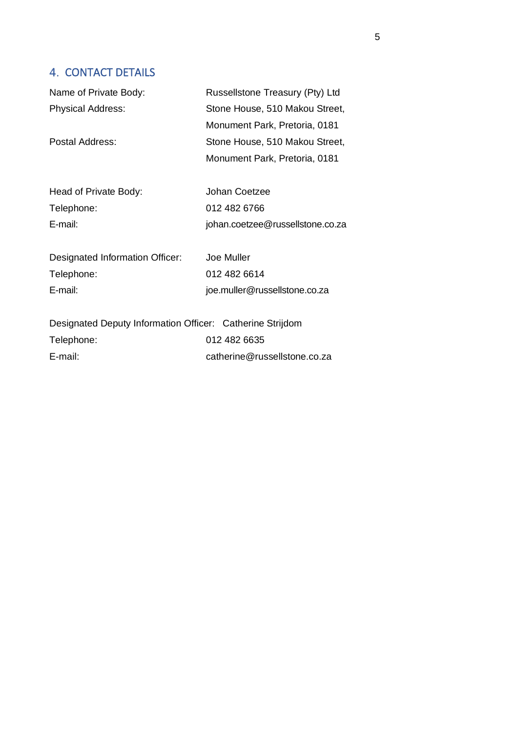## 4. CONTACT DETAILS

| | |
|---|---|
| Name of Private Body: | Russellstone Treasury (Pty) Ltd |
| Physical Address: | Stone House, 510 Makou Street, Monument Park, Pretoria, 0181 |
| Postal Address: | Stone House, 510 Makou Street, Monument Park, Pretoria, 0181 |

| | |
|---|---|
| Head of Private Body: | Johan Coetzee |
| Telephone: | 012 482 6766 |
| E-mail: | johan.coetzee@russellstone.co.za |

| | |
|---|---|
| Designated Information Officer: | Joe Muller |
| Telephone: | 012 482 6614 |
| E-mail: | joe.muller@russellstone.co.za |

| | |
|---|---|
| Designated Deputy Information Officer: | Catherine Strijdom |
| Telephone: | 012 482 6635 |
| E-mail: | catherine@russellstone.co.za |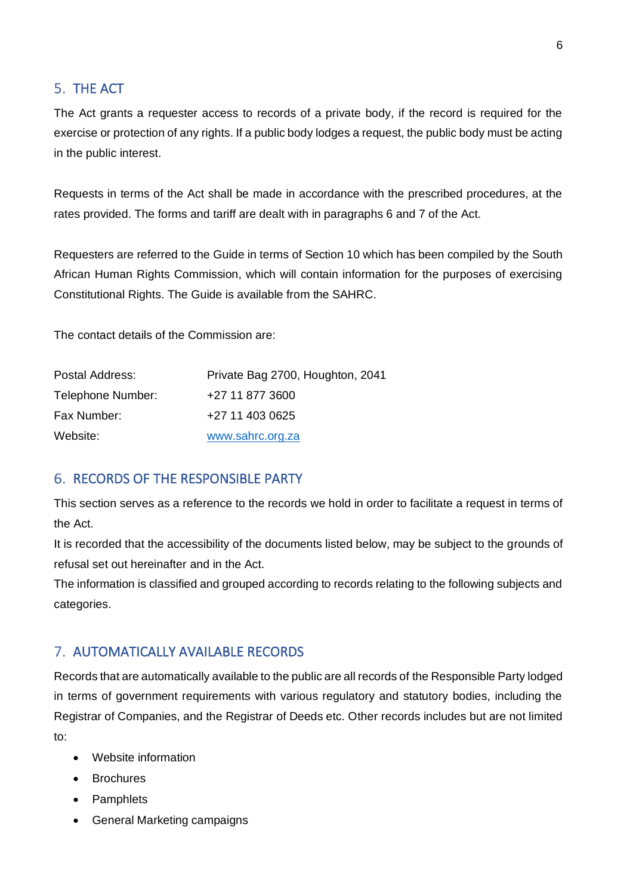## 5. THE ACT

The Act grants a requester access to records of a private body, if the record is required for the exercise or protection of any rights. If a public body lodges a request, the public body must be acting in the public interest.

Requests in terms of the Act shall be made in accordance with the prescribed procedures, at the rates provided. The forms and tariff are dealt with in paragraphs 6 and 7 of the Act.

Requesters are referred to the Guide in terms of Section 10 which has been compiled by the South African Human Rights Commission, which will contain information for the purposes of exercising Constitutional Rights. The Guide is available from the SAHRC.

The contact details of the Commission are:

| | |
|---|---|
| Postal Address: | Private Bag 2700, Houghton, 2041 |
| Telephone Number: | +27 11 877 3600 |
| Fax Number: | +27 11 403 0625 |
| Website: | www.sahrc.org.za |

## 6. RECORDS OF THE RESPONSIBLE PARTY

This section serves as a reference to the records we hold in order to facilitate a request in terms of the Act.

It is recorded that the accessibility of the documents listed below, may be subject to the grounds of refusal set out hereinafter and in the Act.

The information is classified and grouped according to records relating to the following subjects and categories.

## 7. AUTOMATICALLY AVAILABLE RECORDS

Records that are automatically available to the public are all records of the Responsible Party lodged in terms of government requirements with various regulatory and statutory bodies, including the Registrar of Companies, and the Registrar of Deeds etc. Other records includes but are not limited to:

- Website information
- Brochures
- Pamphlets
- General Marketing campaigns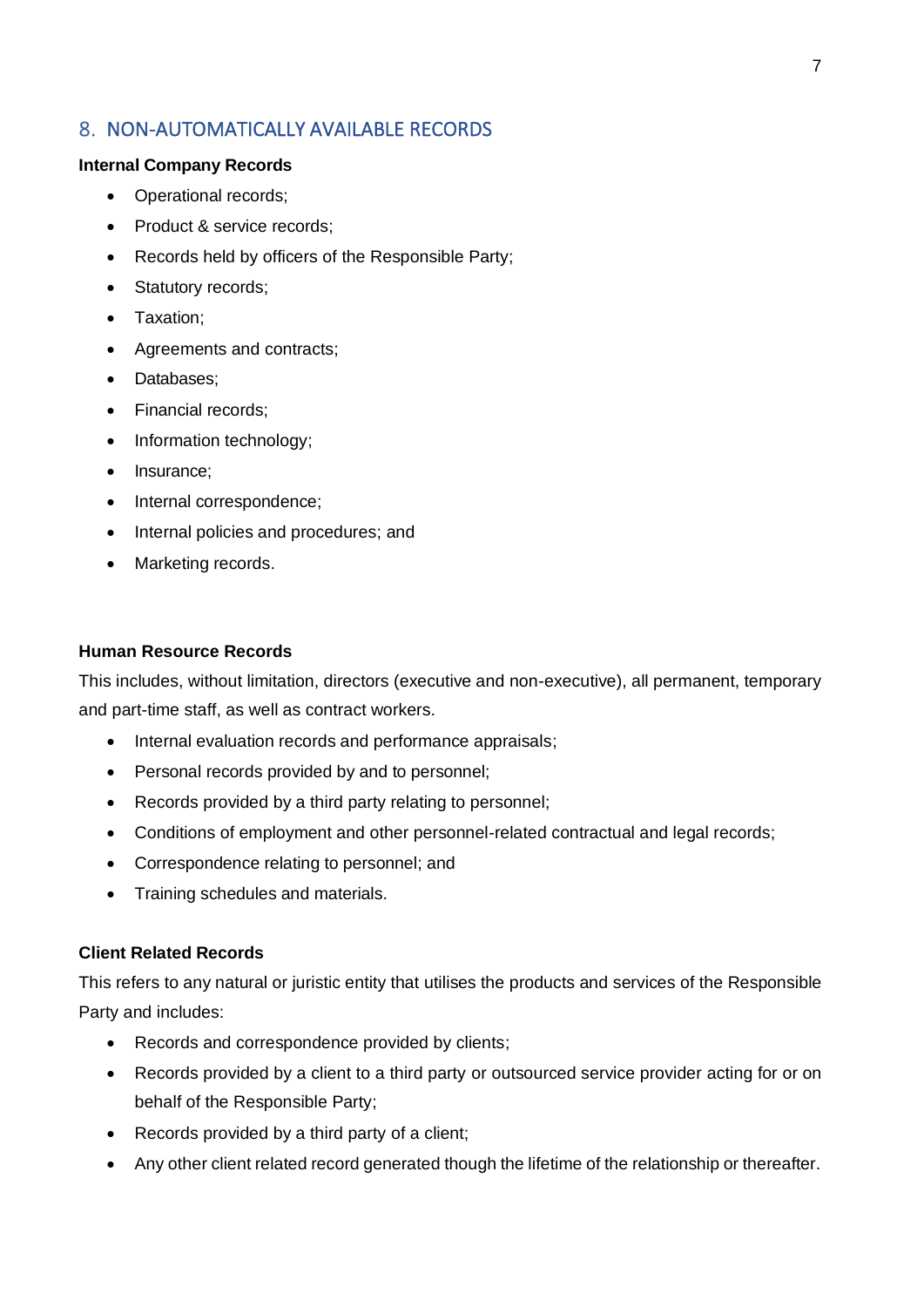## 8. NON-AUTOMATICALLY AVAILABLE RECORDS

**Internal Company Records**

- Operational records;
- Product & service records;
- Records held by officers of the Responsible Party;
- Statutory records;
- Taxation;
- Agreements and contracts;
- Databases;
- Financial records;
- Information technology;
- Insurance;
- Internal correspondence;
- Internal policies and procedures; and
- Marketing records.

**Human Resource Records**

This includes, without limitation, directors (executive and non-executive), all permanent, temporary and part-time staff, as well as contract workers.

- Internal evaluation records and performance appraisals;
- Personal records provided by and to personnel;
- Records provided by a third party relating to personnel;
- Conditions of employment and other personnel-related contractual and legal records;
- Correspondence relating to personnel; and
- Training schedules and materials.

**Client Related Records**

This refers to any natural or juristic entity that utilises the products and services of the Responsible Party and includes:

- Records and correspondence provided by clients;
- Records provided by a client to a third party or outsourced service provider acting for or on behalf of the Responsible Party;
- Records provided by a third party of a client;
- Any other client related record generated though the lifetime of the relationship or thereafter.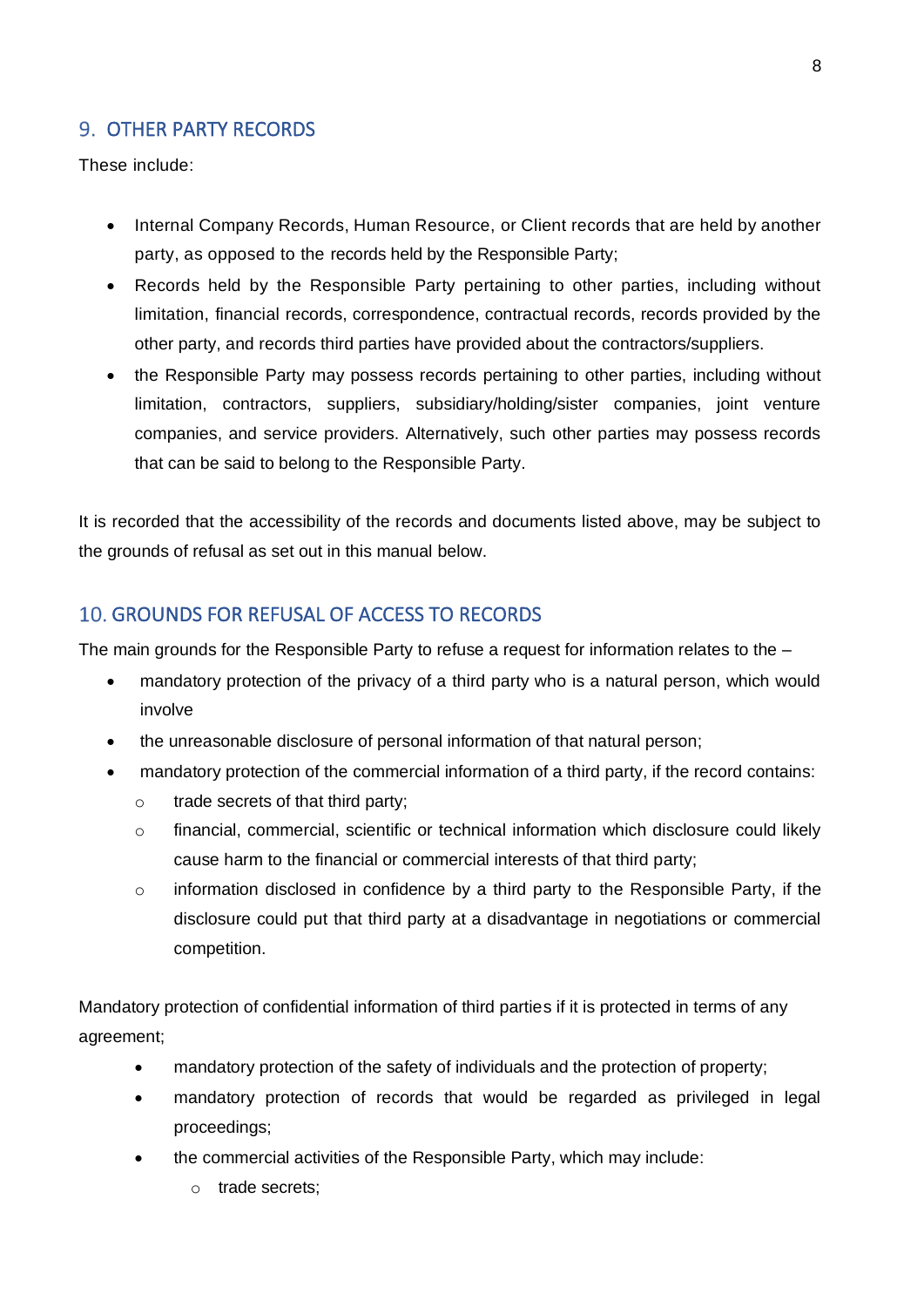## 9. OTHER PARTY RECORDS

These include:

- Internal Company Records, Human Resource, or Client records that are held by another party, as opposed to the records held by the Responsible Party;
- Records held by the Responsible Party pertaining to other parties, including without limitation, financial records, correspondence, contractual records, records provided by the other party, and records third parties have provided about the contractors/suppliers.
- the Responsible Party may possess records pertaining to other parties, including without limitation, contractors, suppliers, subsidiary/holding/sister companies, joint venture companies, and service providers. Alternatively, such other parties may possess records that can be said to belong to the Responsible Party.

It is recorded that the accessibility of the records and documents listed above, may be subject to the grounds of refusal as set out in this manual below.

## 10. GROUNDS FOR REFUSAL OF ACCESS TO RECORDS

The main grounds for the Responsible Party to refuse a request for information relates to the –

- mandatory protection of the privacy of a third party who is a natural person, which would involve
- the unreasonable disclosure of personal information of that natural person;
- mandatory protection of the commercial information of a third party, if the record contains:
  - trade secrets of that third party;
  - financial, commercial, scientific or technical information which disclosure could likely cause harm to the financial or commercial interests of that third party;
  - information disclosed in confidence by a third party to the Responsible Party, if the disclosure could put that third party at a disadvantage in negotiations or commercial competition.

Mandatory protection of confidential information of third parties if it is protected in terms of any agreement;

- mandatory protection of the safety of individuals and the protection of property;
- mandatory protection of records that would be regarded as privileged in legal proceedings;
- the commercial activities of the Responsible Party, which may include:
  - trade secrets;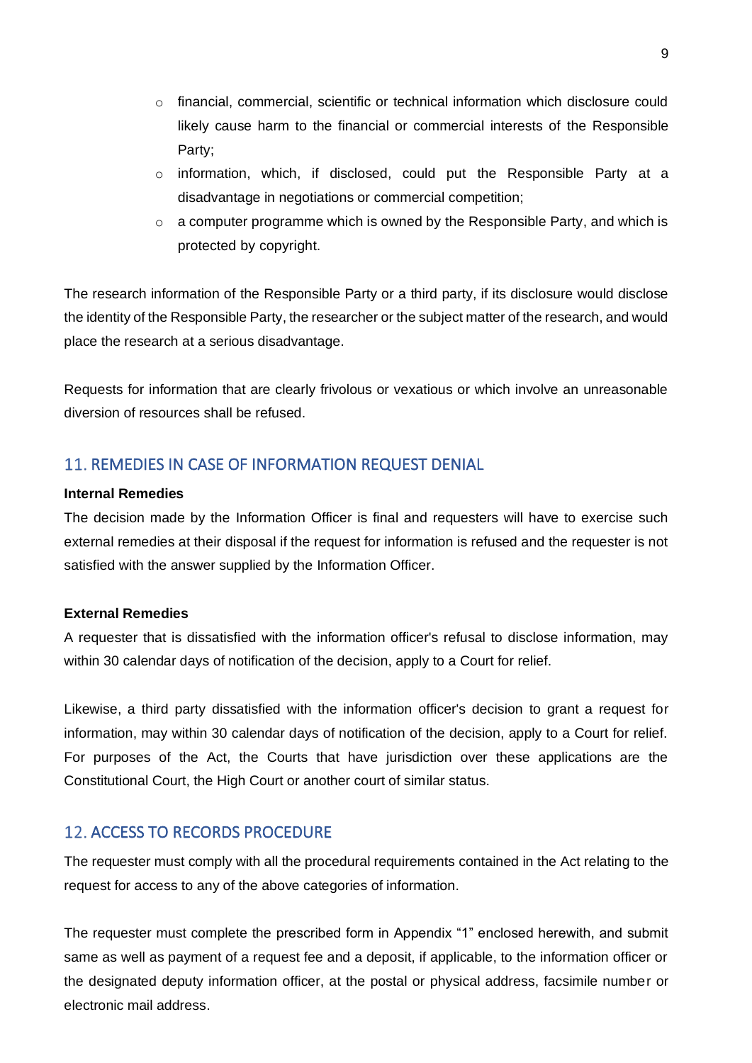- financial, commercial, scientific or technical information which disclosure could likely cause harm to the financial or commercial interests of the Responsible Party;
- information, which, if disclosed, could put the Responsible Party at a disadvantage in negotiations or commercial competition;
- a computer programme which is owned by the Responsible Party, and which is protected by copyright.

The research information of the Responsible Party or a third party, if its disclosure would disclose the identity of the Responsible Party, the researcher or the subject matter of the research, and would place the research at a serious disadvantage.

Requests for information that are clearly frivolous or vexatious or which involve an unreasonable diversion of resources shall be refused.

## 11. REMEDIES IN CASE OF INFORMATION REQUEST DENIAL

**Internal Remedies**

The decision made by the Information Officer is final and requesters will have to exercise such external remedies at their disposal if the request for information is refused and the requester is not satisfied with the answer supplied by the Information Officer.

**External Remedies**

A requester that is dissatisfied with the information officer's refusal to disclose information, may within 30 calendar days of notification of the decision, apply to a Court for relief.

Likewise, a third party dissatisfied with the information officer's decision to grant a request for information, may within 30 calendar days of notification of the decision, apply to a Court for relief. For purposes of the Act, the Courts that have jurisdiction over these applications are the Constitutional Court, the High Court or another court of similar status.

## 12. ACCESS TO RECORDS PROCEDURE

The requester must comply with all the procedural requirements contained in the Act relating to the request for access to any of the above categories of information.

The requester must complete the prescribed form in Appendix “1” enclosed herewith, and submit same as well as payment of a request fee and a deposit, if applicable, to the information officer or the designated deputy information officer, at the postal or physical address, facsimile number or electronic mail address.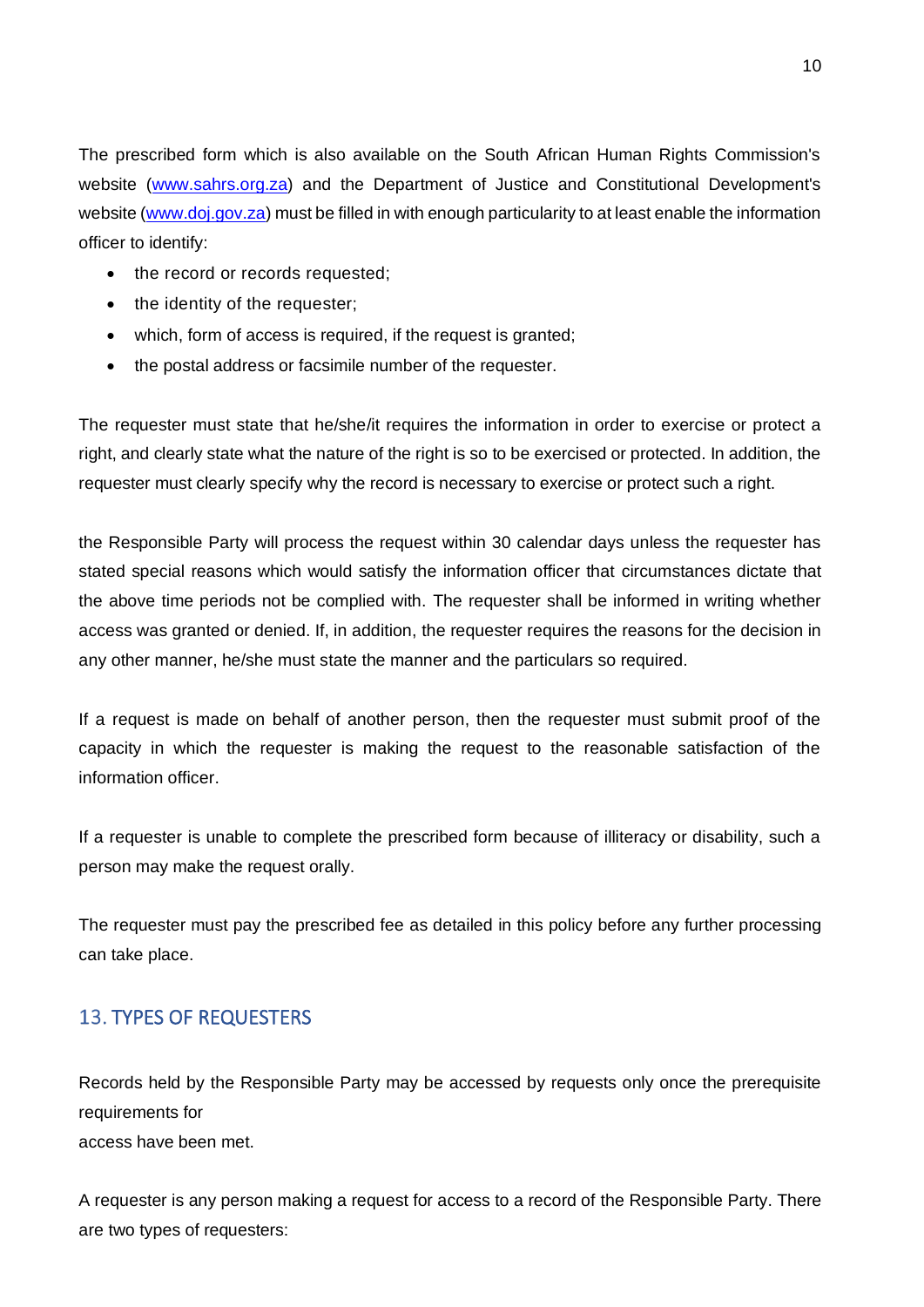The prescribed form which is also available on the South African Human Rights Commission's website ([www.sahrs.org.za](http://www.sahrs.org.za)) and the Department of Justice and Constitutional Development's website ([www.doj.gov.za](http://www.doj.gov.za)) must be filled in with enough particularity to at least enable the information officer to identify:

- the record or records requested;
- the identity of the requester;
- which, form of access is required, if the request is granted;
- the postal address or facsimile number of the requester.

The requester must state that he/she/it requires the information in order to exercise or protect a right, and clearly state what the nature of the right is so to be exercised or protected. In addition, the requester must clearly specify why the record is necessary to exercise or protect such a right.

the Responsible Party will process the request within 30 calendar days unless the requester has stated special reasons which would satisfy the information officer that circumstances dictate that the above time periods not be complied with. The requester shall be informed in writing whether access was granted or denied. If, in addition, the requester requires the reasons for the decision in any other manner, he/she must state the manner and the particulars so required.

If a request is made on behalf of another person, then the requester must submit proof of the capacity in which the requester is making the request to the reasonable satisfaction of the information officer.

If a requester is unable to complete the prescribed form because of illiteracy or disability, such a person may make the request orally.

The requester must pay the prescribed fee as detailed in this policy before any further processing can take place.

## 13. TYPES OF REQUESTERS

Records held by the Responsible Party may be accessed by requests only once the prerequisite requirements for
access have been met.

A requester is any person making a request for access to a record of the Responsible Party. There are two types of requesters: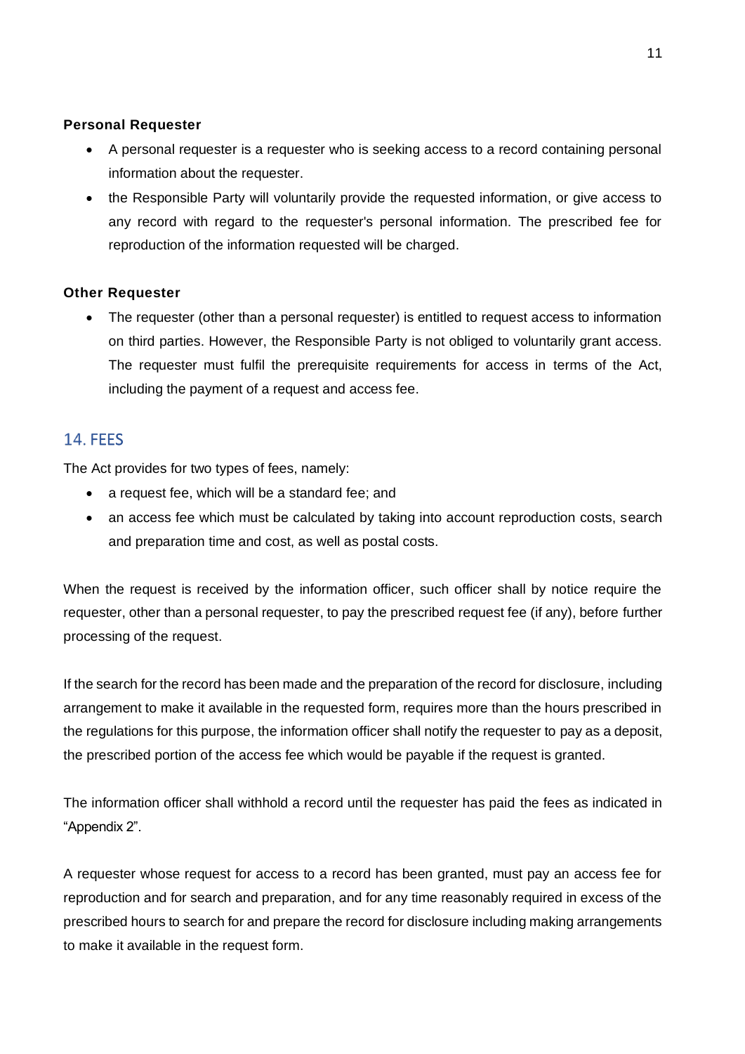**Personal Requester**

- A personal requester is a requester who is seeking access to a record containing personal information about the requester.
- the Responsible Party will voluntarily provide the requested information, or give access to any record with regard to the requester's personal information. The prescribed fee for reproduction of the information requested will be charged.

**Other Requester**

- The requester (other than a personal requester) is entitled to request access to information on third parties. However, the Responsible Party is not obliged to voluntarily grant access. The requester must fulfil the prerequisite requirements for access in terms of the Act, including the payment of a request and access fee.

## 14. FEES

The Act provides for two types of fees, namely:

- a request fee, which will be a standard fee; and
- an access fee which must be calculated by taking into account reproduction costs, search and preparation time and cost, as well as postal costs.

When the request is received by the information officer, such officer shall by notice require the requester, other than a personal requester, to pay the prescribed request fee (if any), before further processing of the request.

If the search for the record has been made and the preparation of the record for disclosure, including arrangement to make it available in the requested form, requires more than the hours prescribed in the regulations for this purpose, the information officer shall notify the requester to pay as a deposit, the prescribed portion of the access fee which would be payable if the request is granted.

The information officer shall withhold a record until the requester has paid the fees as indicated in "Appendix 2".

A requester whose request for access to a record has been granted, must pay an access fee for reproduction and for search and preparation, and for any time reasonably required in excess of the prescribed hours to search for and prepare the record for disclosure including making arrangements to make it available in the request form.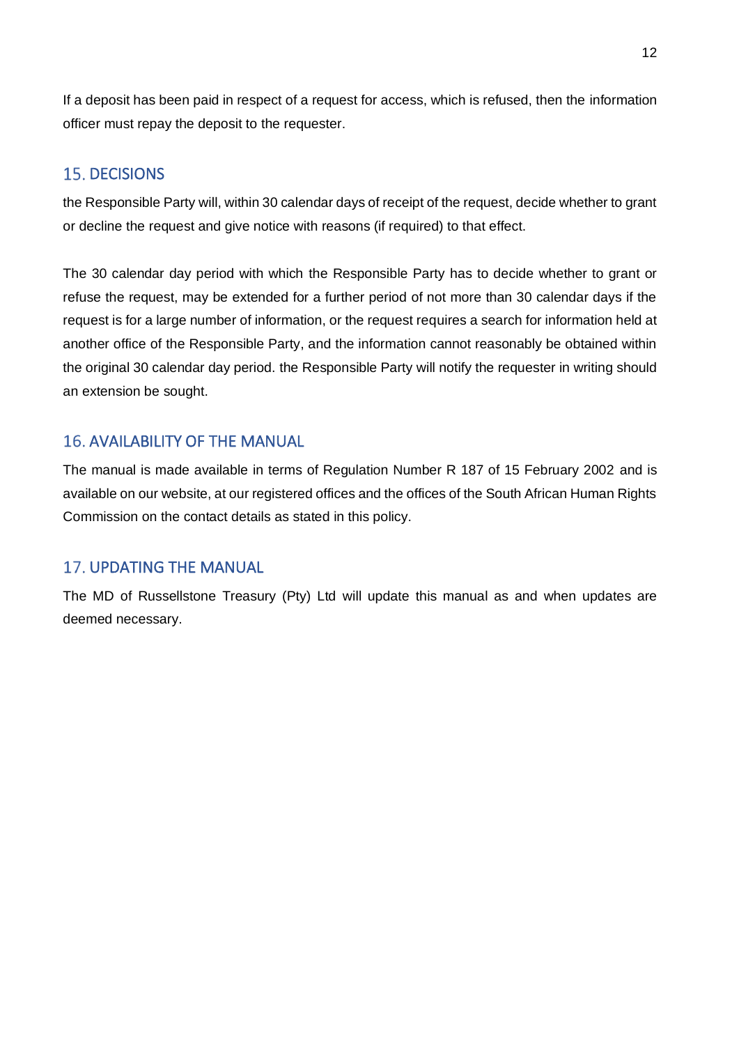If a deposit has been paid in respect of a request for access, which is refused, then the information officer must repay the deposit to the requester.

## 15. DECISIONS

the Responsible Party will, within 30 calendar days of receipt of the request, decide whether to grant or decline the request and give notice with reasons (if required) to that effect.

The 30 calendar day period with which the Responsible Party has to decide whether to grant or refuse the request, may be extended for a further period of not more than 30 calendar days if the request is for a large number of information, or the request requires a search for information held at another office of the Responsible Party, and the information cannot reasonably be obtained within the original 30 calendar day period. the Responsible Party will notify the requester in writing should an extension be sought.

## 16. AVAILABILITY OF THE MANUAL

The manual is made available in terms of Regulation Number R 187 of 15 February 2002 and is available on our website, at our registered offices and the offices of the South African Human Rights Commission on the contact details as stated in this policy.

## 17. UPDATING THE MANUAL

The MD of Russellstone Treasury (Pty) Ltd will update this manual as and when updates are deemed necessary.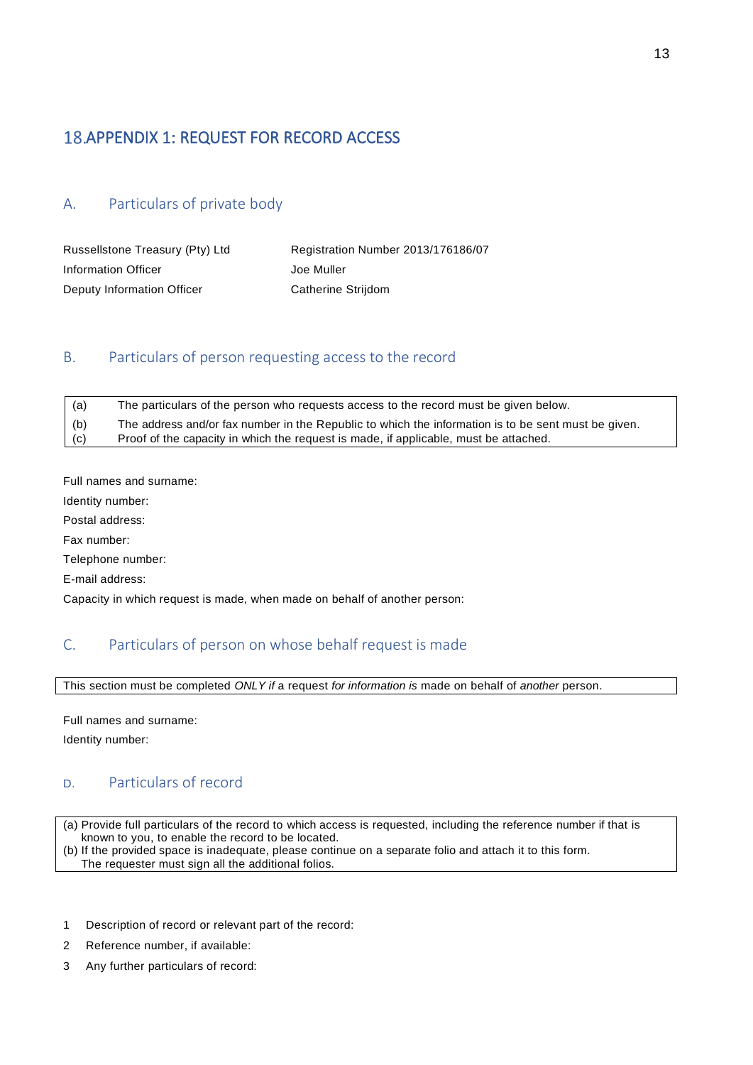# 18.APPENDIX 1: REQUEST FOR RECORD ACCESS

## A. Particulars of private body

| | |
|---|---|
| Russellstone Treasury (Pty) Ltd | Registration Number 2013/176186/07 |
| Information Officer | Joe Muller |
| Deputy Information Officer | Catherine Strijdom |

## B. Particulars of person requesting access to the record

| | |
|---|---|
| (a) | The particulars of the person who requests access to the record must be given below. |
| (b) | The address and/or fax number in the Republic to which the information is to be sent must be given. |
| (c) | Proof of the capacity in which the request is made, if applicable, must be attached. |

Full names and surname:

Identity number:

Postal address:

Fax number:

Telephone number:

E-mail address:

Capacity in which request is made, when made on behalf of another person:

## C. Particulars of person on whose behalf request is made

This section must be completed *ONLY if* a request *for information is* made on behalf of *another* person.

Full names and surname:

Identity number:

## D. Particulars of record

(a) Provide full particulars of the record to which access is requested, including the reference number if that is known to you, to enable the record to be located.
(b) If the provided space is inadequate, please continue on a separate folio and attach it to this form. The requester must sign all the additional folios.

1 Description of record or relevant part of the record:

2 Reference number, if available:

3 Any further particulars of record: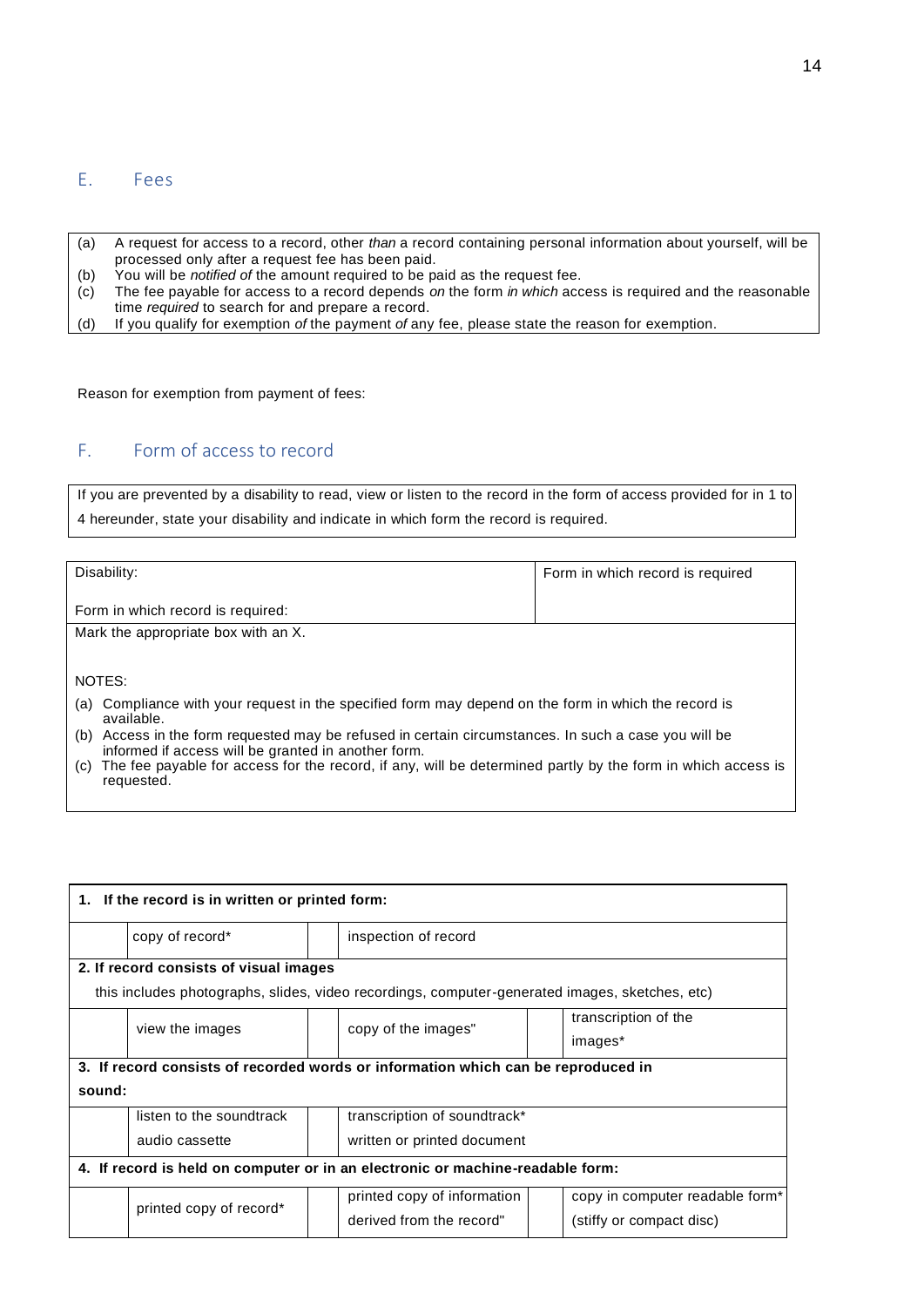## E. Fees

| | |
|---|---|
| (a) | A request for access to a record, other *than* a record containing personal information about yourself, will be processed only after a request fee has been paid. |
| (b) | You will be *notified of* the amount required to be paid as the request fee. |
| (c) | The fee payable for access to a record depends *on* the form *in which* access is required and the reasonable time *required* to search for and prepare a record. |
| (d) | If you qualify for exemption *of* the payment *of* any fee, please state the reason for exemption. |

Reason for exemption from payment of fees:

## F. Form of access to record

If you are prevented by a disability to read, view or listen to the record in the form of access provided for in 1 to 4 hereunder, state your disability and indicate in which form the record is required.

| Disability:<br><br>Form in which record is required: | Form in which record is required |
|---|---|
| Mark the appropriate box with an X.<br><br>NOTES:<br>(a) Compliance with your request in the specified form may depend on the form in which the record is available.<br>(b) Access in the form requested may be refused in certain circumstances. In such a case you will be informed if access will be granted in another form.<br>(c) The fee payable for access for the record, if any, will be determined partly by the form in which access is requested. | |

| **1. If the record is in written or printed form:** | | | | | |
|---|---|---|---|---|---|
| | copy of record* | | inspection of record | | |
| **2. If record consists of visual images** | | | | | |
| this includes photographs, slides, video recordings, computer-generated images, sketches, etc) | | | | | |
| | view the images | | copy of the images" | | transcription of the images* |
| **3. If record consists of recorded words or information which can be reproduced in sound:** | | | | | |
| | listen to the soundtrack audio cassette | | transcription of soundtrack* written or printed document | | |
| **4. If record is held on computer or in an electronic or machine-readable form:** | | | | | |
| | printed copy of record* | | printed copy of information derived from the record" | | copy in computer readable form* (stiffy or compact disc) |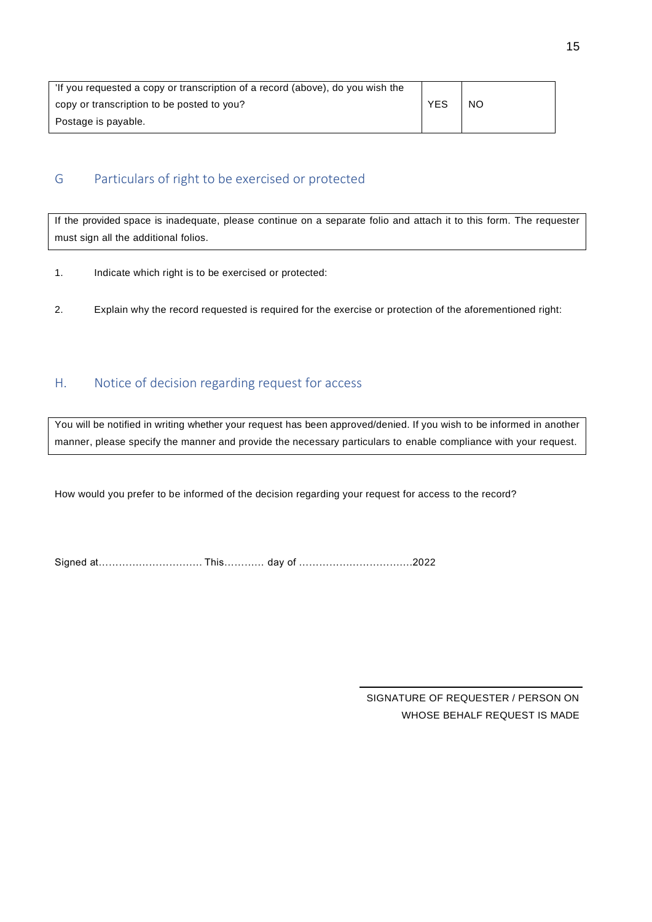| 'If you requested a copy or transcription of a record (above), do you wish the copy or transcription to be posted to you? Postage is payable. | YES | NO |
| --- | --- | --- |

## G Particulars of right to be exercised or protected

| If the provided space is inadequate, please continue on a separate folio and attach it to this form. The requester must sign all the additional folios. |
| --- |

1. Indicate which right is to be exercised or protected:

2. Explain why the record requested is required for the exercise or protection of the aforementioned right:

## H. Notice of decision regarding request for access

| You will be notified in writing whether your request has been approved/denied. If you wish to be informed in another manner, please specify the manner and provide the necessary particulars to enable compliance with your request. |
| --- |

How would you prefer to be informed of the decision regarding your request for access to the record?

Signed at…………………………. This………… day of ……………………………..2022

SIGNATURE OF REQUESTER / PERSON ON WHOSE BEHALF REQUEST IS MADE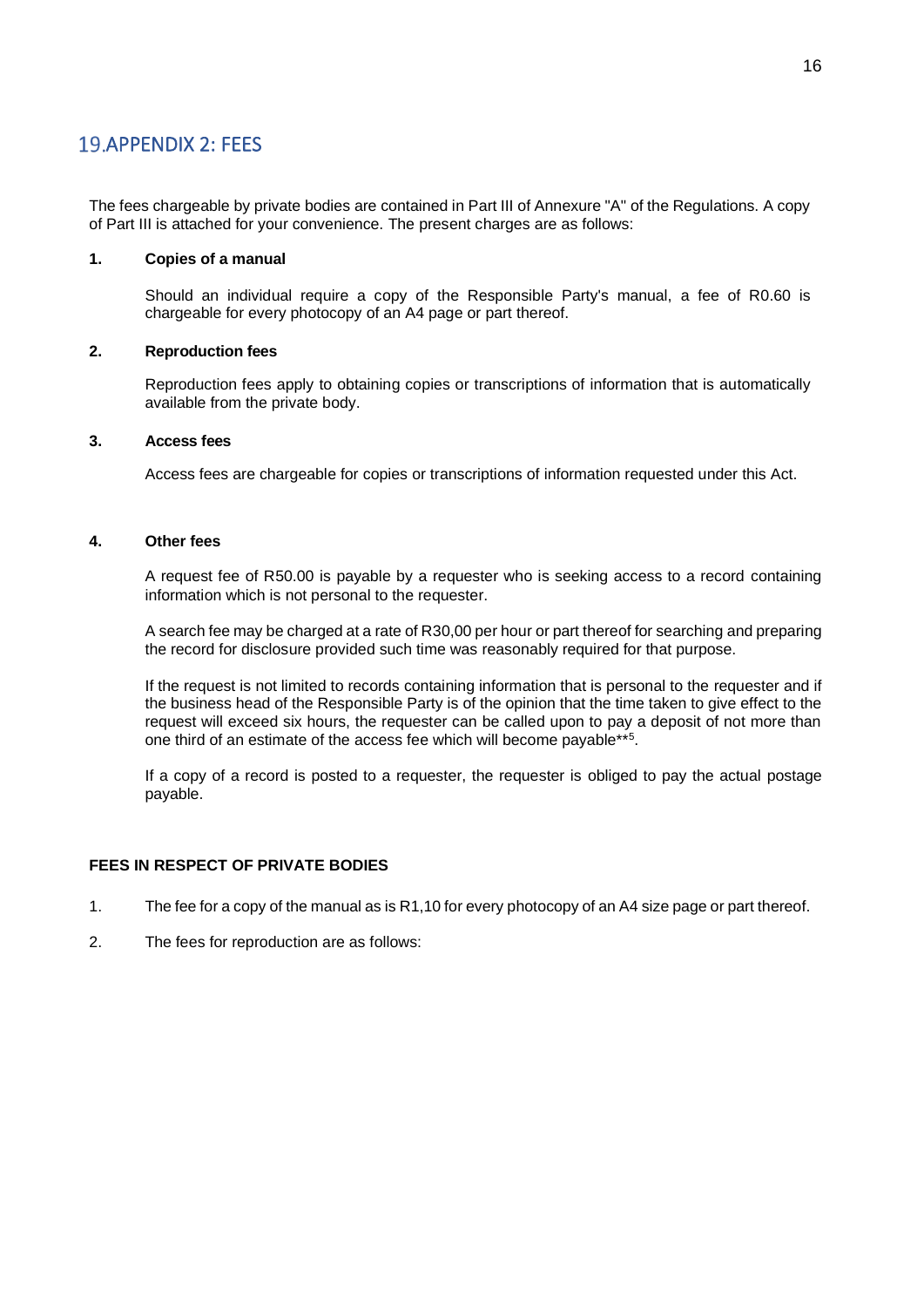## 19.APPENDIX 2: FEES

The fees chargeable by private bodies are contained in Part III of Annexure "A" of the Regulations. A copy of Part III is attached for your convenience. The present charges are as follows:

**1. Copies of a manual**

Should an individual require a copy of the Responsible Party's manual, a fee of R0.60 is chargeable for every photocopy of an A4 page or part thereof.

**2. Reproduction fees**

Reproduction fees apply to obtaining copies or transcriptions of information that is automatically available from the private body.

**3. Access fees**

Access fees are chargeable for copies or transcriptions of information requested under this Act.

**4. Other fees**

A request fee of R50.00 is payable by a requester who is seeking access to a record containing information which is not personal to the requester.

A search fee may be charged at a rate of R30,00 per hour or part thereof for searching and preparing the record for disclosure provided such time was reasonably required for that purpose.

If the request is not limited to records containing information that is personal to the requester and if the business head of the Responsible Party is of the opinion that the time taken to give effect to the request will exceed six hours, the requester can be called upon to pay a deposit of not more than one third of an estimate of the access fee which will become payable**[5].

If a copy of a record is posted to a requester, the requester is obliged to pay the actual postage payable.

**FEES IN RESPECT OF PRIVATE BODIES**

1. The fee for a copy of the manual as is R1,10 for every photocopy of an A4 size page or part thereof.
2. The fees for reproduction are as follows: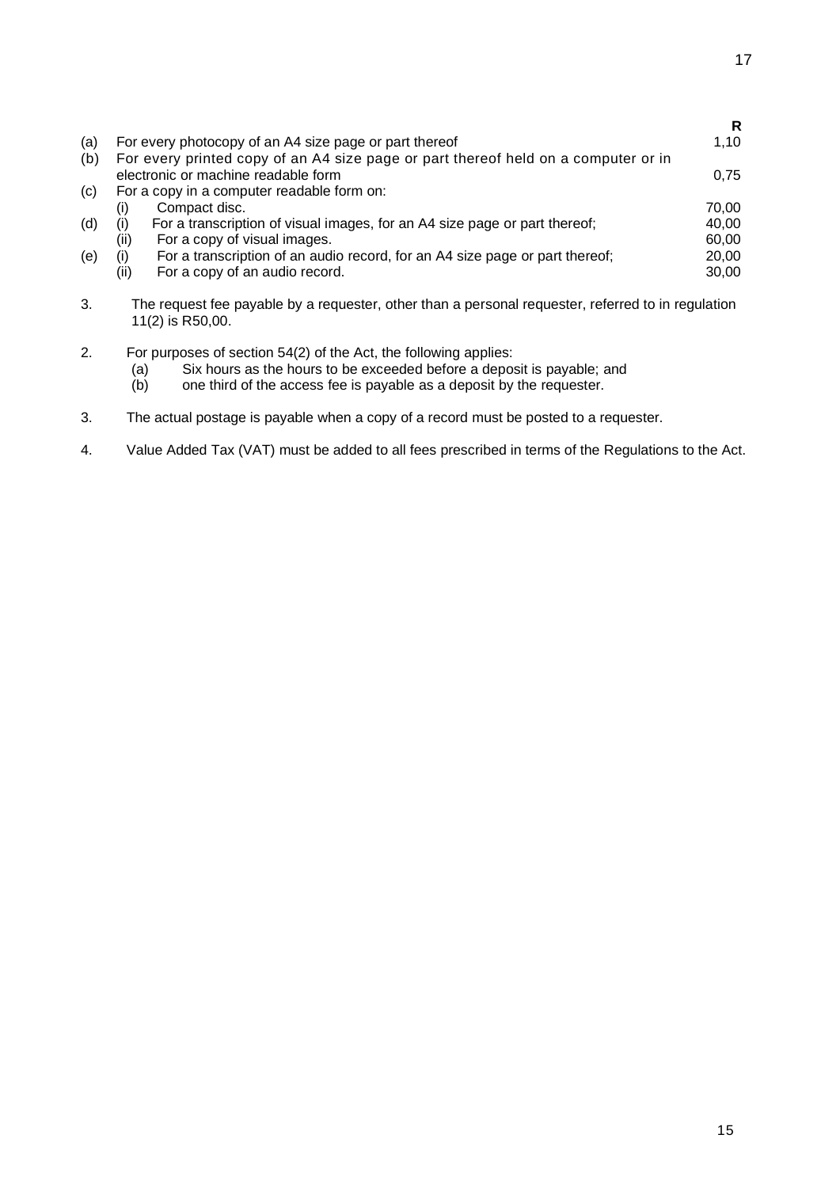| | | | R |
|---|---|---|---|
| (a) | For every photocopy of an A4 size page or part thereof | | 1,10 |
| (b) | For every printed copy of an A4 size page or part thereof held on a computer or in electronic or machine readable form | | 0,75 |
| (c) | For a copy in a computer readable form on: | | |
| | (i) | Compact disc. | 70,00 |
| (d) | (i) | For a transcription of visual images, for an A4 size page or part thereof; | 40,00 |
| | (ii) | For a copy of visual images. | 60,00 |
| (e) | (i) | For a transcription of an audio record, for an A4 size page or part thereof; | 20,00 |
| | (ii) | For a copy of an audio record. | 30,00 |

3. The request fee payable by a requester, other than a personal requester, referred to in regulation 11(2) is R50,00.

2. For purposes of section 54(2) of the Act, the following applies:
   (a) Six hours as the hours to be exceeded before a deposit is payable; and
   (b) one third of the access fee is payable as a deposit by the requester.

3. The actual postage is payable when a copy of a record must be posted to a requester.

4. Value Added Tax (VAT) must be added to all fees prescribed in terms of the Regulations to the Act.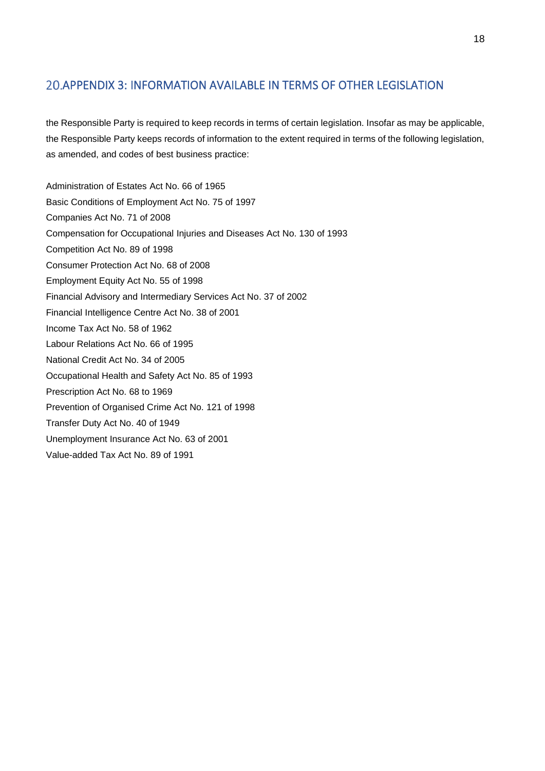## 20. APPENDIX 3: INFORMATION AVAILABLE IN TERMS OF OTHER LEGISLATION

the Responsible Party is required to keep records in terms of certain legislation. Insofar as may be applicable, the Responsible Party keeps records of information to the extent required in terms of the following legislation, as amended, and codes of best business practice:

Administration of Estates Act No. 66 of 1965
Basic Conditions of Employment Act No. 75 of 1997
Companies Act No. 71 of 2008
Compensation for Occupational Injuries and Diseases Act No. 130 of 1993
Competition Act No. 89 of 1998
Consumer Protection Act No. 68 of 2008
Employment Equity Act No. 55 of 1998
Financial Advisory and Intermediary Services Act No. 37 of 2002
Financial Intelligence Centre Act No. 38 of 2001
Income Tax Act No. 58 of 1962
Labour Relations Act No. 66 of 1995
National Credit Act No. 34 of 2005
Occupational Health and Safety Act No. 85 of 1993
Prescription Act No. 68 to 1969
Prevention of Organised Crime Act No. 121 of 1998
Transfer Duty Act No. 40 of 1949
Unemployment Insurance Act No. 63 of 2001
Value-added Tax Act No. 89 of 1991